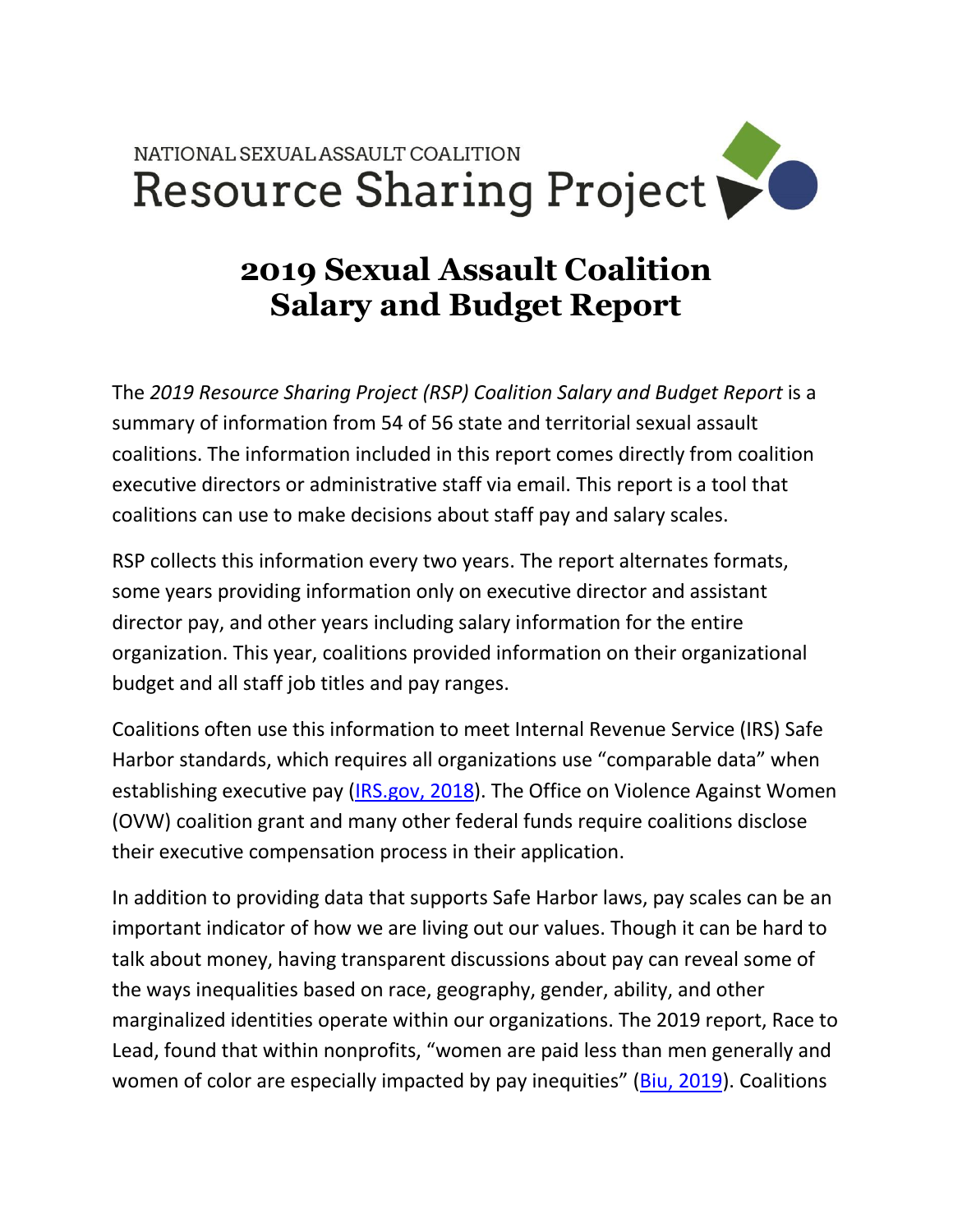NATIONAL SEXUAL ASSAULT COALITION

Resource Sharing Project

# 2019 Sexual Assault Coalition Salary and Budget Report

The *2019 Resource Sharing Project (RSP) Coalition Salary and Budget Report* is a summary of information from 54 of 56 state and territorial sexual assault coalitions. The information included in this report comes directly from coalition executive directors or administrative staff via email. This report is a tool that coalitions can use to make decisions about staff pay and salary scales.

RSP collects this information every two years. The report alternates formats, some years providing information only on executive director and assistant director pay, and other years including salary information for the entire organization. This year, coalitions provided information on their organizational budget and all staff job titles and pay ranges.

Coalitions often use this information to meet Internal Revenue Service (IRS) Safe Harbor standards, which requires all organizations use "comparable data" when establishing executive pay (IRS.gov, 2018). The Office on Violence Against Women (OVW) coalition grant and many other federal funds require coalitions disclose their executive compensation process in their application.

In addition to providing data that supports Safe Harbor laws, pay scales can be an important indicator of how we are living out our values. Though it can be hard to talk about money, having transparent discussions about pay can reveal some of the ways inequalities based on race, geography, gender, ability, and other marginalized identities operate within our organizations. The 2019 report, Race to Lead, found that within nonprofits, "women are paid less than men generally and women of color are especially impacted by pay inequities" (Biu, 2019). Coalitions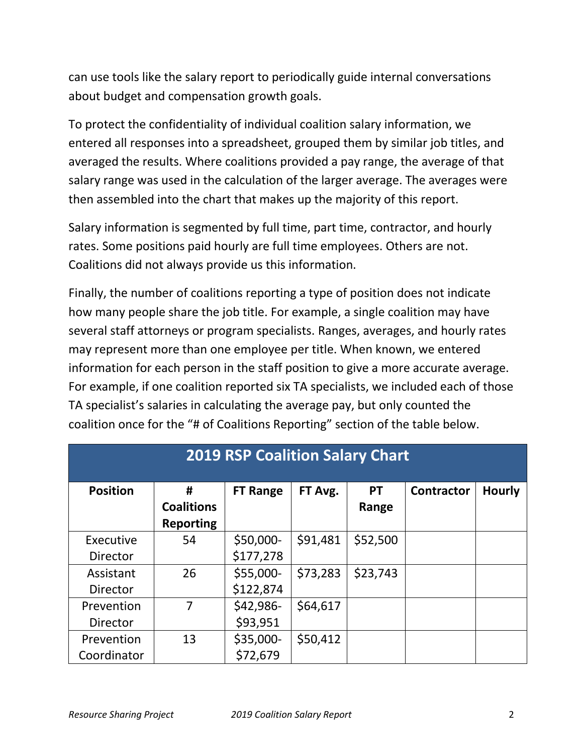can use tools like the salary report to periodically guide internal conversations about budget and compensation growth goals.

To protect the confidentiality of individual coalition salary information, we entered all responses into a spreadsheet, grouped them by similar job titles, and averaged the results. Where coalitions provided a pay range, the average of that salary range was used in the calculation of the larger average. The averages were then assembled into the chart that makes up the majority of this report.

Salary information is segmented by full time, part time, contractor, and hourly rates. Some positions paid hourly are full time employees. Others are not. Coalitions did not always provide us this information.

Finally, the number of coalitions reporting a type of position does not indicate how many people share the job title. For example, a single coalition may have several staff attorneys or program specialists. Ranges, averages, and hourly rates may represent more than one employee per title. When known, we entered information for each person in the staff position to give a more accurate average. For example, if one coalition reported six TA specialists, we included each of those TA specialist's salaries in calculating the average pay, but only counted the coalition once for the "# of Coalitions Reporting" section of the table below.

**2019 RSP Coalition Salary Chart**

| Position | # Coalitions Reporting | FT Range | FT Avg. | PT Range | Contractor | Hourly |
|---|---|---|---|---|---|---|
| Executive Director | 54 | $50,000-$177,278 | $91,481 | $52,500 | | |
| Assistant Director | 26 | $55,000-$122,874 | $73,283 | $23,743 | | |
| Prevention Director | 7 | $42,986-$93,951 | $64,617 | | | |
| Prevention Coordinator | 13 | $35,000-$72,679 | $50,412 | | | |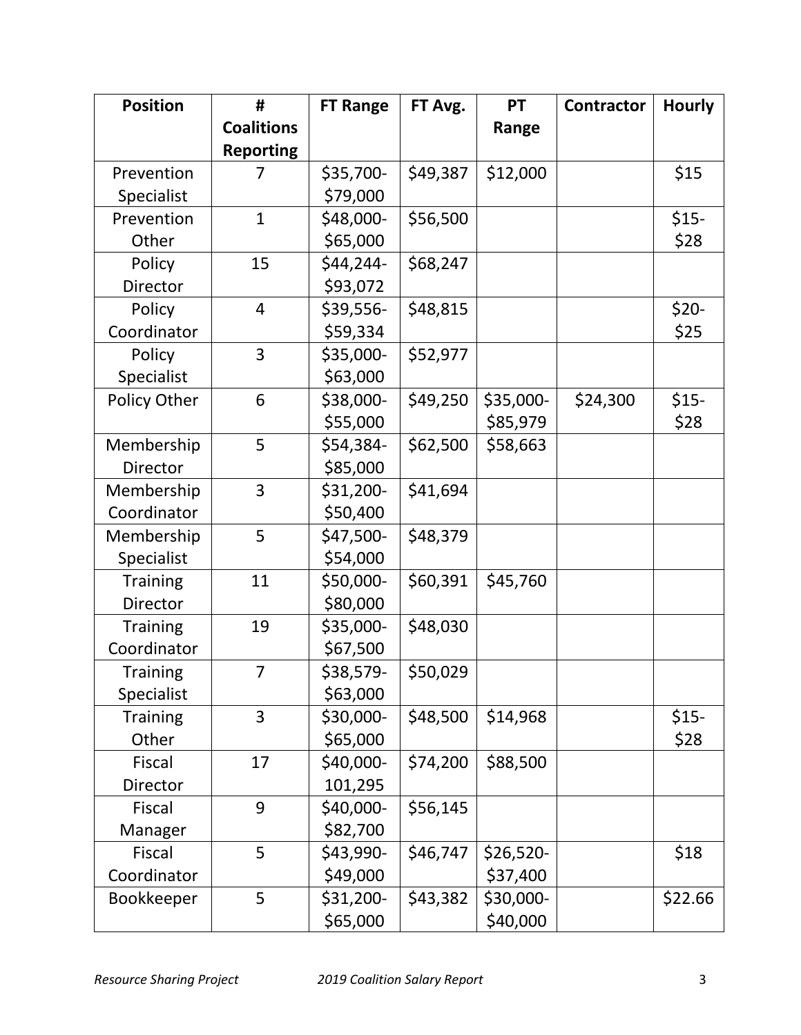| Position | # Coalitions Reporting | FT Range | FT Avg. | PT Range | Contractor | Hourly |
|---|---|---|---|---|---|---|
| Prevention Specialist | 7 | $35,700-$79,000 | $49,387 | $12,000 | | $15 |
| Prevention Other | 1 | $48,000-$65,000 | $56,500 | | | $15-$28 |
| Policy Director | 15 | $44,244-$93,072 | $68,247 | | | |
| Policy Coordinator | 4 | $39,556-$59,334 | $48,815 | | | $20-$25 |
| Policy Specialist | 3 | $35,000-$63,000 | $52,977 | | | |
| Policy Other | 6 | $38,000-$55,000 | $49,250 | $35,000-$85,979 | $24,300 | $15-$28 |
| Membership Director | 5 | $54,384-$85,000 | $62,500 | $58,663 | | |
| Membership Coordinator | 3 | $31,200-$50,400 | $41,694 | | | |
| Membership Specialist | 5 | $47,500-$54,000 | $48,379 | | | |
| Training Director | 11 | $50,000-$80,000 | $60,391 | $45,760 | | |
| Training Coordinator | 19 | $35,000-$67,500 | $48,030 | | | |
| Training Specialist | 7 | $38,579-$63,000 | $50,029 | | | |
| Training Other | 3 | $30,000-$65,000 | $48,500 | $14,968 | | $15-$28 |
| Fiscal Director | 17 | $40,000-101,295 | $74,200 | $88,500 | | |
| Fiscal Manager | 9 | $40,000-$82,700 | $56,145 | | | |
| Fiscal Coordinator | 5 | $43,990-$49,000 | $46,747 | $26,520-$37,400 | | $18 |
| Bookkeeper | 5 | $31,200-$65,000 | $43,382 | $30,000-$40,000 | | $22.66 |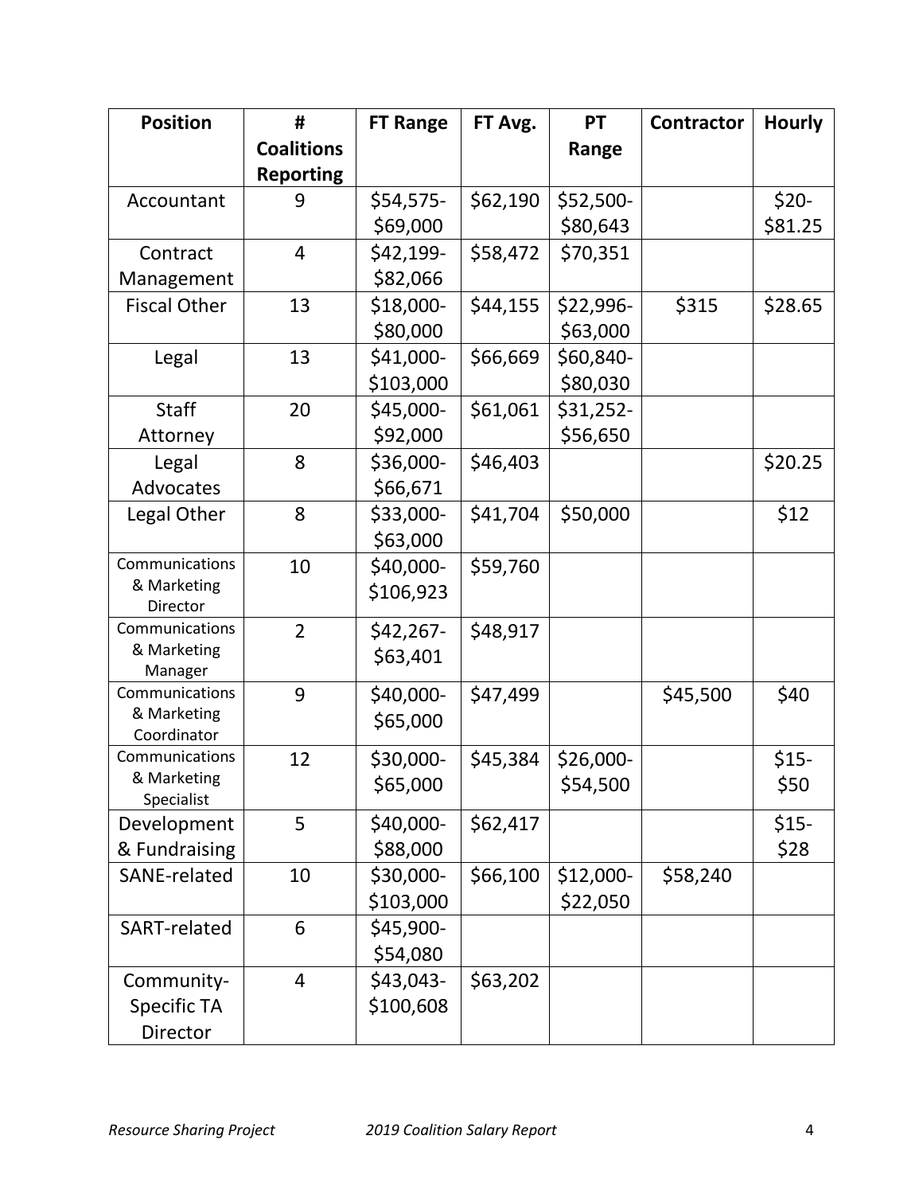| Position | # Coalitions Reporting | FT Range | FT Avg. | PT Range | Contractor | Hourly |
|---|---|---|---|---|---|---|
| Accountant | 9 | $54,575-$69,000 | $62,190 | $52,500-$80,643 | | $20-$81.25 |
| Contract Management | 4 | $42,199-$82,066 | $58,472 | $70,351 | | |
| Fiscal Other | 13 | $18,000-$80,000 | $44,155 | $22,996-$63,000 | $315 | $28.65 |
| Legal | 13 | $41,000-$103,000 | $66,669 | $60,840-$80,030 | | |
| Staff Attorney | 20 | $45,000-$92,000 | $61,061 | $31,252-$56,650 | | |
| Legal Advocates | 8 | $36,000-$66,671 | $46,403 | | | $20.25 |
| Legal Other | 8 | $33,000-$63,000 | $41,704 | $50,000 | | $12 |
| Communications & Marketing Director | 10 | $40,000-$106,923 | $59,760 | | | |
| Communications & Marketing Manager | 2 | $42,267-$63,401 | $48,917 | | | |
| Communications & Marketing Coordinator | 9 | $40,000-$65,000 | $47,499 | | $45,500 | $40 |
| Communications & Marketing Specialist | 12 | $30,000-$65,000 | $45,384 | $26,000-$54,500 | | $15-$50 |
| Development & Fundraising | 5 | $40,000-$88,000 | $62,417 | | | $15-$28 |
| SANE-related | 10 | $30,000-$103,000 | $66,100 | $12,000-$22,050 | $58,240 | |
| SART-related | 6 | $45,900-$54,080 | | | | |
| Community-Specific TA Director | 4 | $43,043-$100,608 | $63,202 | | | |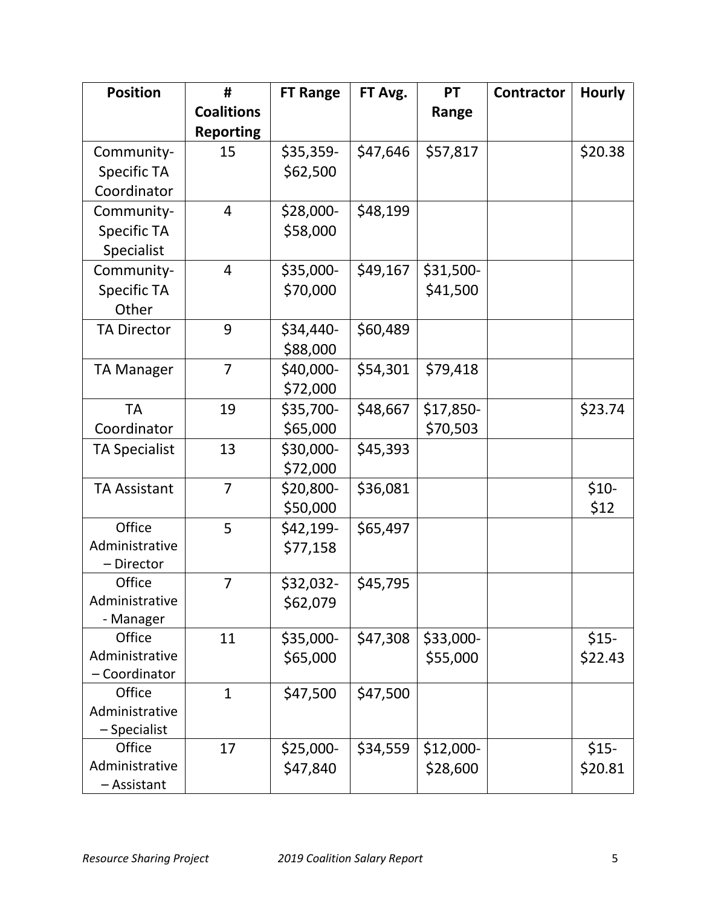| Position | # Coalitions Reporting | FT Range | FT Avg. | PT Range | Contractor | Hourly |
|---|---|---|---|---|---|---|
| Community-Specific TA Coordinator | 15 | $35,359-$62,500 | $47,646 | $57,817 | | $20.38 |
| Community-Specific TA Specialist | 4 | $28,000-$58,000 | $48,199 | | | |
| Community-Specific TA Other | 4 | $35,000-$70,000 | $49,167 | $31,500-$41,500 | | |
| TA Director | 9 | $34,440-$88,000 | $60,489 | | | |
| TA Manager | 7 | $40,000-$72,000 | $54,301 | $79,418 | | |
| TA Coordinator | 19 | $35,700-$65,000 | $48,667 | $17,850-$70,503 | | $23.74 |
| TA Specialist | 13 | $30,000-$72,000 | $45,393 | | | |
| TA Assistant | 7 | $20,800-$50,000 | $36,081 | | | $10-$12 |
| Office Administrative – Director | 5 | $42,199-$77,158 | $65,497 | | | |
| Office Administrative - Manager | 7 | $32,032-$62,079 | $45,795 | | | |
| Office Administrative – Coordinator | 11 | $35,000-$65,000 | $47,308 | $33,000-$55,000 | | $15-$22.43 |
| Office Administrative – Specialist | 1 | $47,500 | $47,500 | | | |
| Office Administrative – Assistant | 17 | $25,000-$47,840 | $34,559 | $12,000-$28,600 | | $15-$20.81 |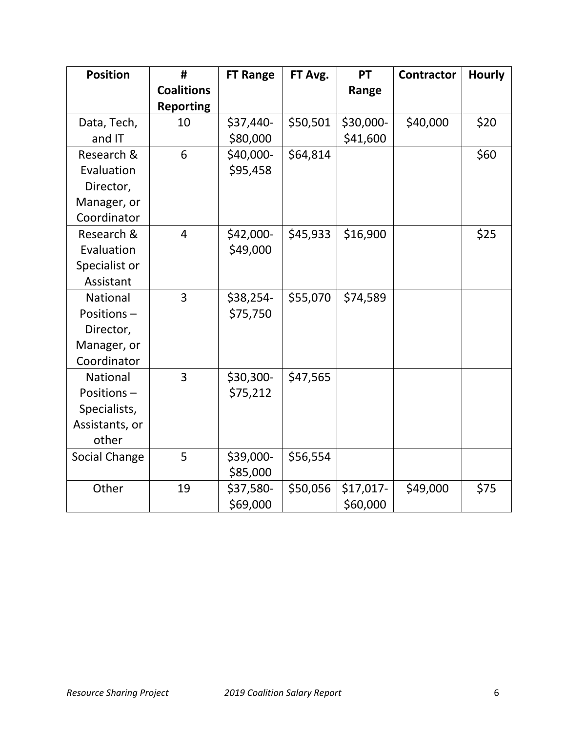| Position | # Coalitions Reporting | FT Range | FT Avg. | PT Range | Contractor | Hourly |
|---|---|---|---|---|---|---|
| Data, Tech, and IT | 10 | $37,440-$80,000 | $50,501 | $30,000-$41,600 | $40,000 | $20 |
| Research & Evaluation Director, Manager, or Coordinator | 6 | $40,000-$95,458 | $64,814 | | | $60 |
| Research & Evaluation Specialist or Assistant | 4 | $42,000-$49,000 | $45,933 | $16,900 | | $25 |
| National Positions – Director, Manager, or Coordinator | 3 | $38,254-$75,750 | $55,070 | $74,589 | | |
| National Positions – Specialists, Assistants, or other | 3 | $30,300-$75,212 | $47,565 | | | |
| Social Change | 5 | $39,000-$85,000 | $56,554 | | | |
| Other | 19 | $37,580-$69,000 | $50,056 | $17,017-$60,000 | $49,000 | $75 |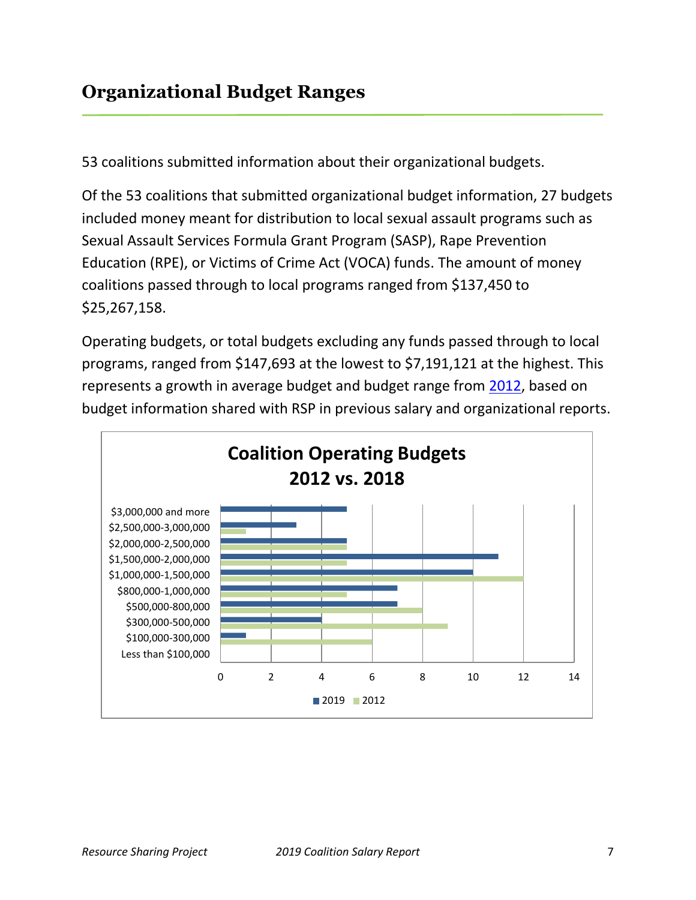## Organizational Budget Ranges

53 coalitions submitted information about their organizational budgets.

Of the 53 coalitions that submitted organizational budget information, 27 budgets included money meant for distribution to local sexual assault programs such as Sexual Assault Services Formula Grant Program (SASP), Rape Prevention Education (RPE), or Victims of Crime Act (VOCA) funds. The amount of money coalitions passed through to local programs ranged from $137,450 to $25,267,158.

Operating budgets, or total budgets excluding any funds passed through to local programs, ranged from $147,693 at the lowest to $7,191,121 at the highest. This represents a growth in average budget and budget range from [2012](), based on budget information shared with RSP in previous salary and organizational reports.

**Coalition Operating Budgets 2012 vs. 2018**

| Budget Range | 2019 | 2012 |
|---|---|---|
| $3,000,000 and more | 5 | 0 |
| $2,500,000-3,000,000 | 3 | 1 |
| $2,000,000-2,500,000 | 5 | 5 |
| $1,500,000-2,000,000 | 11 | 5 |
| $1,000,000-1,500,000 | 10 | 12 |
| $800,000-1,000,000 | 7 | 5 |
| $500,000-800,000 | 7 | 8 |
| $300,000-500,000 | 4 | 9 |
| $100,000-300,000 | 1 | 6 |
| Less than $100,000 | 0 | 0 |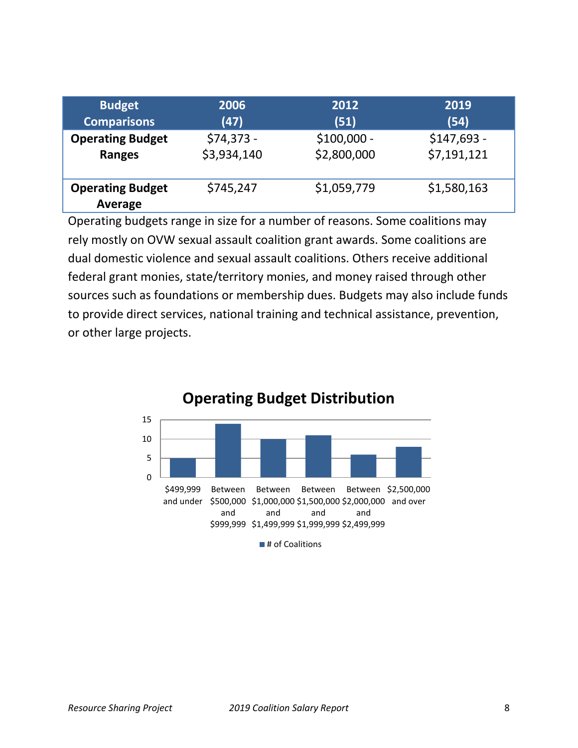| Budget Comparisons | 2006 (47) | 2012 (51) | 2019 (54) |
|---|---|---|---|
| **Operating Budget Ranges** | $74,373 - $3,934,140 | $100,000 - $2,800,000 | $147,693 - $7,191,121 |
| **Operating Budget Average** | $745,247 | $1,059,779 | $1,580,163 |

Operating budgets range in size for a number of reasons. Some coalitions may rely mostly on OVW sexual assault coalition grant awards. Some coalitions are dual domestic violence and sexual assault coalitions. Others receive additional federal grant monies, state/territory monies, and money raised through other sources such as foundations or membership dues. Budgets may also include funds to provide direct services, national training and technical assistance, prevention, or other large projects.

**Operating Budget Distribution**

| Operating Budget | # of Coalitions |
|---|---|
| $499,999 and under | 5 |
| Between $500,000 and $999,999 | 14 |
| Between $1,000,000 and $1,499,999 | 10 |
| Between $1,500,000 and $1,999,999 | 11 |
| Between $2,000,000 and $2,499,999 | 6 |
| $2,500,000 and over | 8 |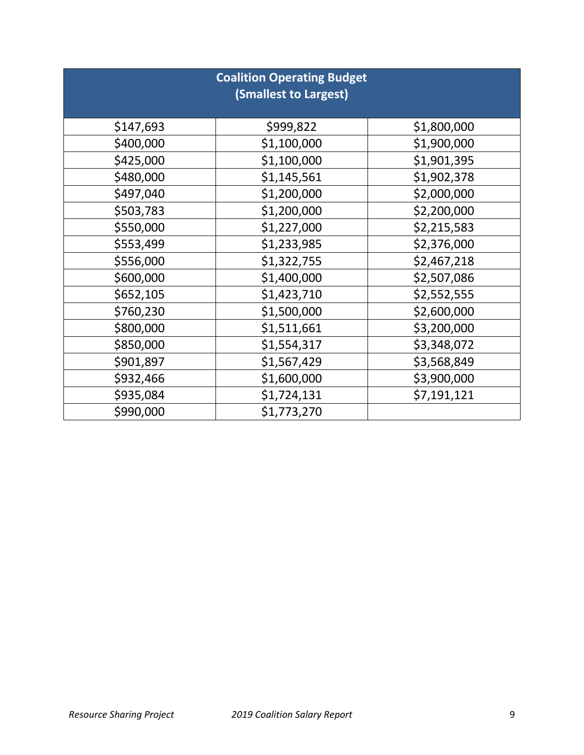| Coalition Operating Budget (Smallest to Largest) | | |
|---|---|---|
| $147,693 | $999,822 | $1,800,000 |
| $400,000 | $1,100,000 | $1,900,000 |
| $425,000 | $1,100,000 | $1,901,395 |
| $480,000 | $1,145,561 | $1,902,378 |
| $497,040 | $1,200,000 | $2,000,000 |
| $503,783 | $1,200,000 | $2,200,000 |
| $550,000 | $1,227,000 | $2,215,583 |
| $553,499 | $1,233,985 | $2,376,000 |
| $556,000 | $1,322,755 | $2,467,218 |
| $600,000 | $1,400,000 | $2,507,086 |
| $652,105 | $1,423,710 | $2,552,555 |
| $760,230 | $1,500,000 | $2,600,000 |
| $800,000 | $1,511,661 | $3,200,000 |
| $850,000 | $1,554,317 | $3,348,072 |
| $901,897 | $1,567,429 | $3,568,849 |
| $932,466 | $1,600,000 | $3,900,000 |
| $935,084 | $1,724,131 | $7,191,121 |
| $990,000 | $1,773,270 | |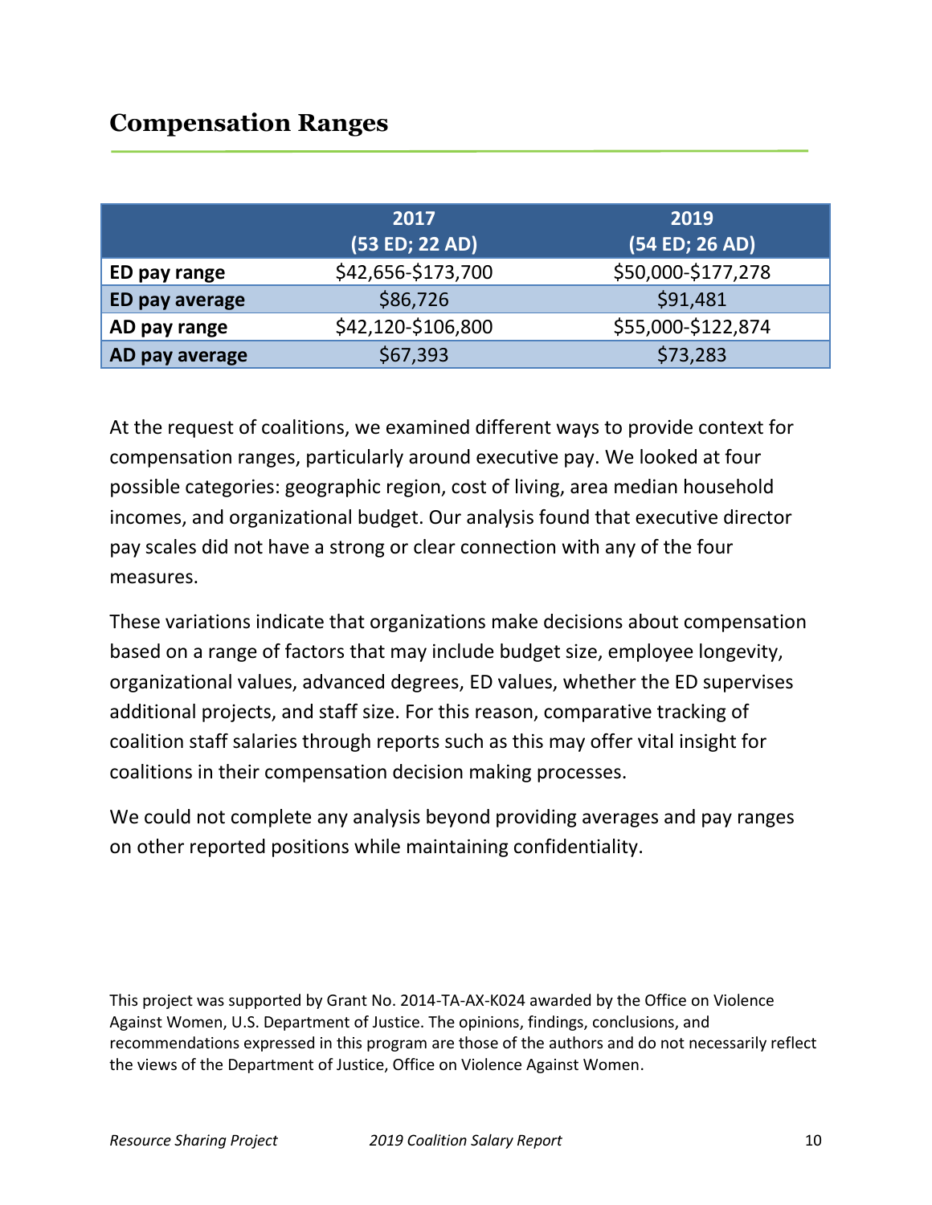## Compensation Ranges

| | 2017 (53 ED; 22 AD) | 2019 (54 ED; 26 AD) |
|---|---|---|
| **ED pay range** | $42,656-$173,700 | $50,000-$177,278 |
| **ED pay average** | $86,726 | $91,481 |
| **AD pay range** | $42,120-$106,800 | $55,000-$122,874 |
| **AD pay average** | $67,393 | $73,283 |

At the request of coalitions, we examined different ways to provide context for compensation ranges, particularly around executive pay. We looked at four possible categories: geographic region, cost of living, area median household incomes, and organizational budget. Our analysis found that executive director pay scales did not have a strong or clear connection with any of the four measures.

These variations indicate that organizations make decisions about compensation based on a range of factors that may include budget size, employee longevity, organizational values, advanced degrees, ED values, whether the ED supervises additional projects, and staff size. For this reason, comparative tracking of coalition staff salaries through reports such as this may offer vital insight for coalitions in their compensation decision making processes.

We could not complete any analysis beyond providing averages and pay ranges on other reported positions while maintaining confidentiality.

This project was supported by Grant No. 2014-TA-AX-K024 awarded by the Office on Violence Against Women, U.S. Department of Justice. The opinions, findings, conclusions, and recommendations expressed in this program are those of the authors and do not necessarily reflect the views of the Department of Justice, Office on Violence Against Women.